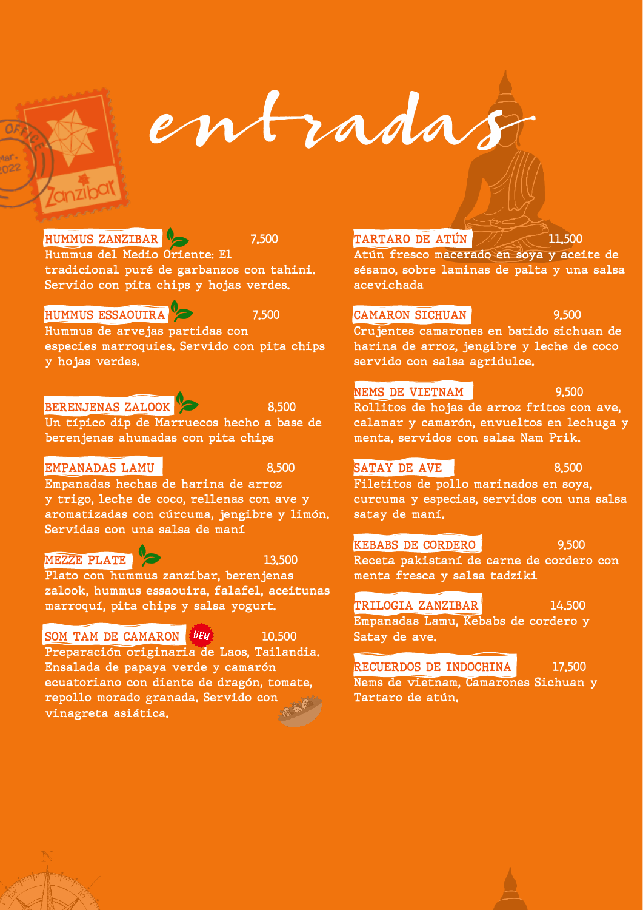# entradas

### HUMMUS ZANZIBAR — 7.500
Hummus del Medio Oriente: El tradicional puré de garbanzos con tahini. Servido con pita chips y hojas verdes.

### HUMMUS ESSAOUIRA — 7.500
Hummus de arvejas partidas con especies marroquies. Servido con pita chips y hojas verdes.

### BERENJENAS ZALOOK — 8.500
Un típico dip de Marruecos hecho a base de berenjenas ahumadas con pita chips

### EMPANADAS LAMU — 8.500
Empanadas hechas de harina de arroz y trigo, leche de coco, rellenas con ave y aromatizadas con cúrcuma, jengibre y limón. Servidas con una salsa de maní

### MEZZE PLATE — 13.500
Plato con hummus zanzibar, berenjenas zalook, hummus essaouira, falafel, aceitunas marroquí, pita chips y salsa yogurt.

### SOM TAM DE CAMARON (NEW) — 10.500
Preparación originaria de Laos, Tailandia. Ensalada de papaya verde y camarón ecuatoriano con diente de dragón, tomate, repollo morado granada. Servido con vinagreta asiática.

### TARTARO DE ATÚN — 11.500
Atún fresco macerado en soya y aceite de sésamo, sobre laminas de palta y una salsa acevichada

### CAMARON SICHUAN — 9.500
Crujentes camarones en batido sichuan de harina de arroz, jengibre y leche de coco servido con salsa agridulce.

### NEMS DE VIETNAM — 9.500
Rollitos de hojas de arroz fritos con ave, calamar y camarón, envueltos en lechuga y menta, servidos con salsa Nam Prik.

### SATAY DE AVE — 8.500
Filetitos de pollo marinados en soya, curcuma y especias, servidos con una salsa satay de maní.

### KEBABS DE CORDERO — 9.500
Receta pakistaní de carne de cordero con menta fresca y salsa tadziki

### TRILOGIA ZANZIBAR — 14.500
Empanadas Lamu, Kebabs de cordero y Satay de ave.

### RECUERDOS DE INDOCHINA — 17.500
Nems de vietnam, Camarones Sichuan y Tartaro de atún.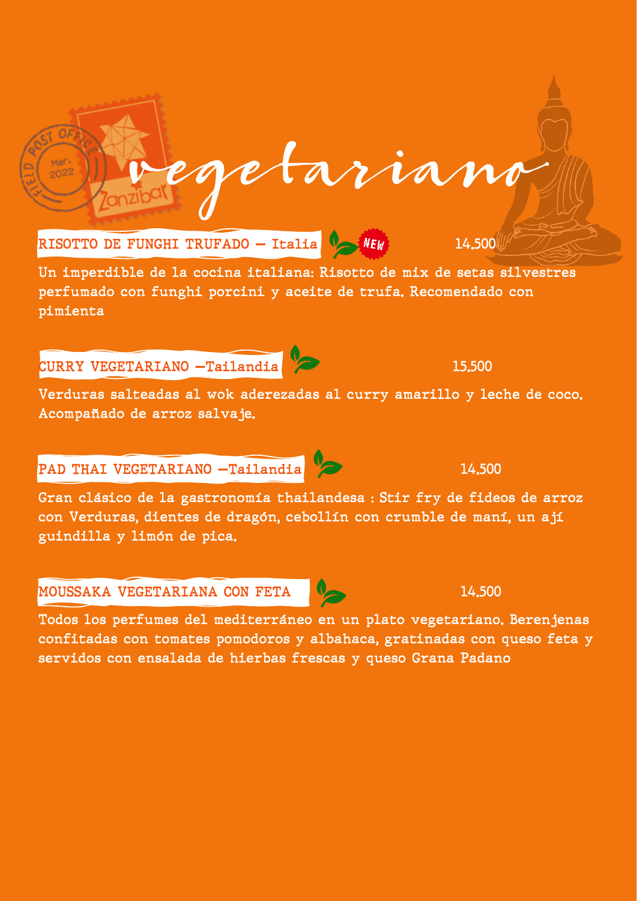# vegetariano

## RISOTTO DE FUNGHI TRUFADO – Italia NEW 14.500

Un imperdible de la cocina italiana: Risotto de mix de setas silvestres perfumado con funghi porcini y aceite de trufa. Recomendado con pimienta

## CURRY VEGETARIANO –Tailandia 15.500

Verduras salteadas al wok aderezadas al curry amarillo y leche de coco. Acompañado de arroz salvaje.

## PAD THAI VEGETARIANO –Tailandia 14.500

Gran clásico de la gastronomía thailandesa : Stir fry de fideos de arroz con Verduras, dientes de dragón, cebollín con crumble de maní, un ají guindilla y limón de pica.

## MOUSSAKA VEGETARIANA CON FETA 14.500

Todos los perfumes del mediterráneo en un plato vegetariano. Berenjenas confitadas con tomates pomodoros y albahaca, gratinadas con queso feta y servidos con ensalada de hierbas frescas y queso Grana Padano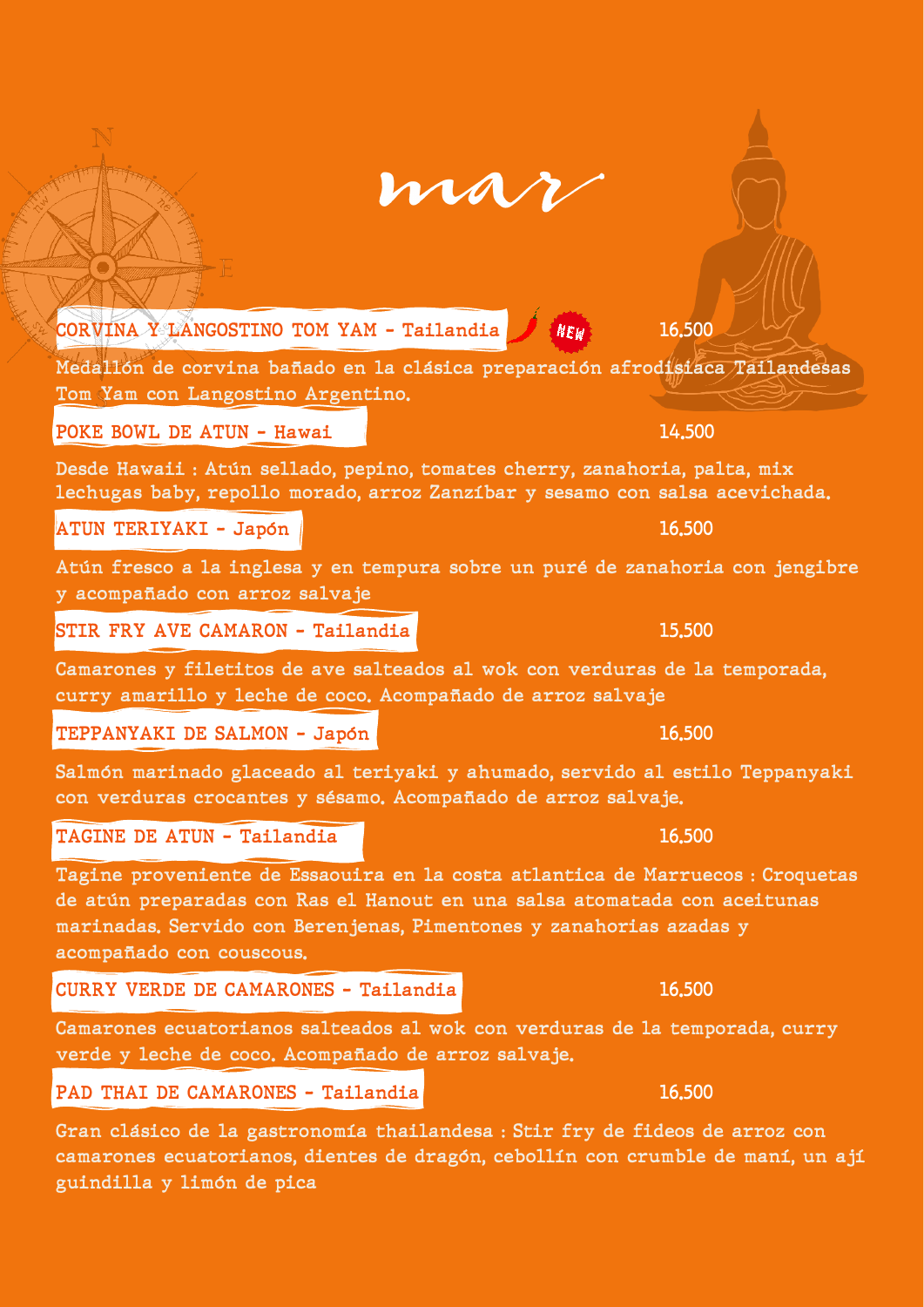# mar

**CORVINA Y LANGOSTINO TOM YAM - Tailandia** NEW — 16.500

Medallón de corvina bañado en la clásica preparación afrodisíaca Tailandesas Tom Yam con Langostino Argentino.

**POKE BOWL DE ATUN - Hawai** — 14.500

Desde Hawaii : Atún sellado, pepino, tomates cherry, zanahoria, palta, mix lechugas baby, repollo morado, arroz Zanzíbar y sesamo con salsa acevichada.

**ATUN TERIYAKI - Japón** — 16.500

Atún fresco a la inglesa y en tempura sobre un puré de zanahoria con jengibre y acompañado con arroz salvaje

**STIR FRY AVE CAMARON - Tailandia** — 15.500

Camarones y filetitos de ave salteados al wok con verduras de la temporada, curry amarillo y leche de coco. Acompañado de arroz salvaje

**TEPPANYAKI DE SALMON - Japón** — 16.500

Salmón marinado glaceado al teriyaki y ahumado, servido al estilo Teppanyaki con verduras crocantes y sésamo. Acompañado de arroz salvaje.

**TAGINE DE ATUN - Tailandia** — 16.500

Tagine proveniente de Essaouira en la costa atlantica de Marruecos : Croquetas de atún preparadas con Ras el Hanout en una salsa atomatada con aceitunas marinadas. Servido con Berenjenas, Pimentones y zanahorias azadas y acompañado con couscous.

**CURRY VERDE DE CAMARONES - Tailandia** — 16.500

Camarones ecuatorianos salteados al wok con verduras de la temporada, curry verde y leche de coco. Acompañado de arroz salvaje.

**PAD THAI DE CAMARONES - Tailandia** — 16.500

Gran clásico de la gastronomía thailandesa : Stir fry de fideos de arroz con camarones ecuatorianos, dientes de dragón, cebollín con crumble de maní, un ají guindilla y limón de pica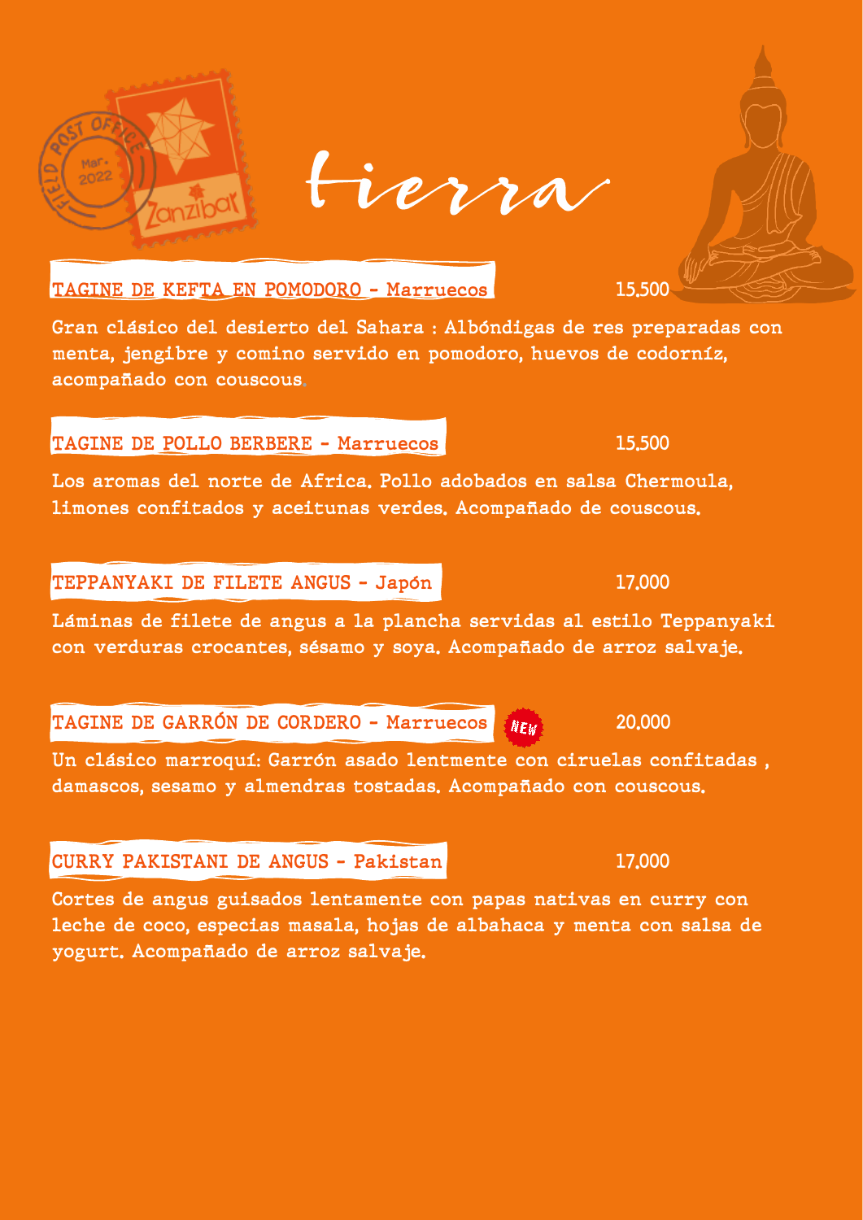# tierra

## TAGINE DE KEFTA EN POMODORO - Marruecos — 15.500

Gran clásico del desierto del Sahara : Albóndigas de res preparadas con menta, jengibre y comino servido en pomodoro, huevos de codorníz, acompañado con couscous.

## TAGINE DE POLLO BERBERE - Marruecos — 15.500

Los aromas del norte de Africa. Pollo adobados en salsa Chermoula, limones confitados y aceitunas verdes. Acompañado de couscous.

## TEPPANYAKI DE FILETE ANGUS - Japón — 17.000

Láminas de filete de angus a la plancha servidas al estilo Teppanyaki con verduras crocantes, sésamo y soya. Acompañado de arroz salvaje.

## TAGINE DE GARRÓN DE CORDERO - Marruecos — NEW — 20.000

Un clásico marroquí: Garrón asado lentmente con ciruelas confitadas , damascos, sesamo y almendras tostadas. Acompañado con couscous.

## CURRY PAKISTANI DE ANGUS - Pakistan — 17.000

Cortes de angus guisados lentamente con papas nativas en curry con leche de coco, especias masala, hojas de albahaca y menta con salsa de yogurt. Acompañado de arroz salvaje.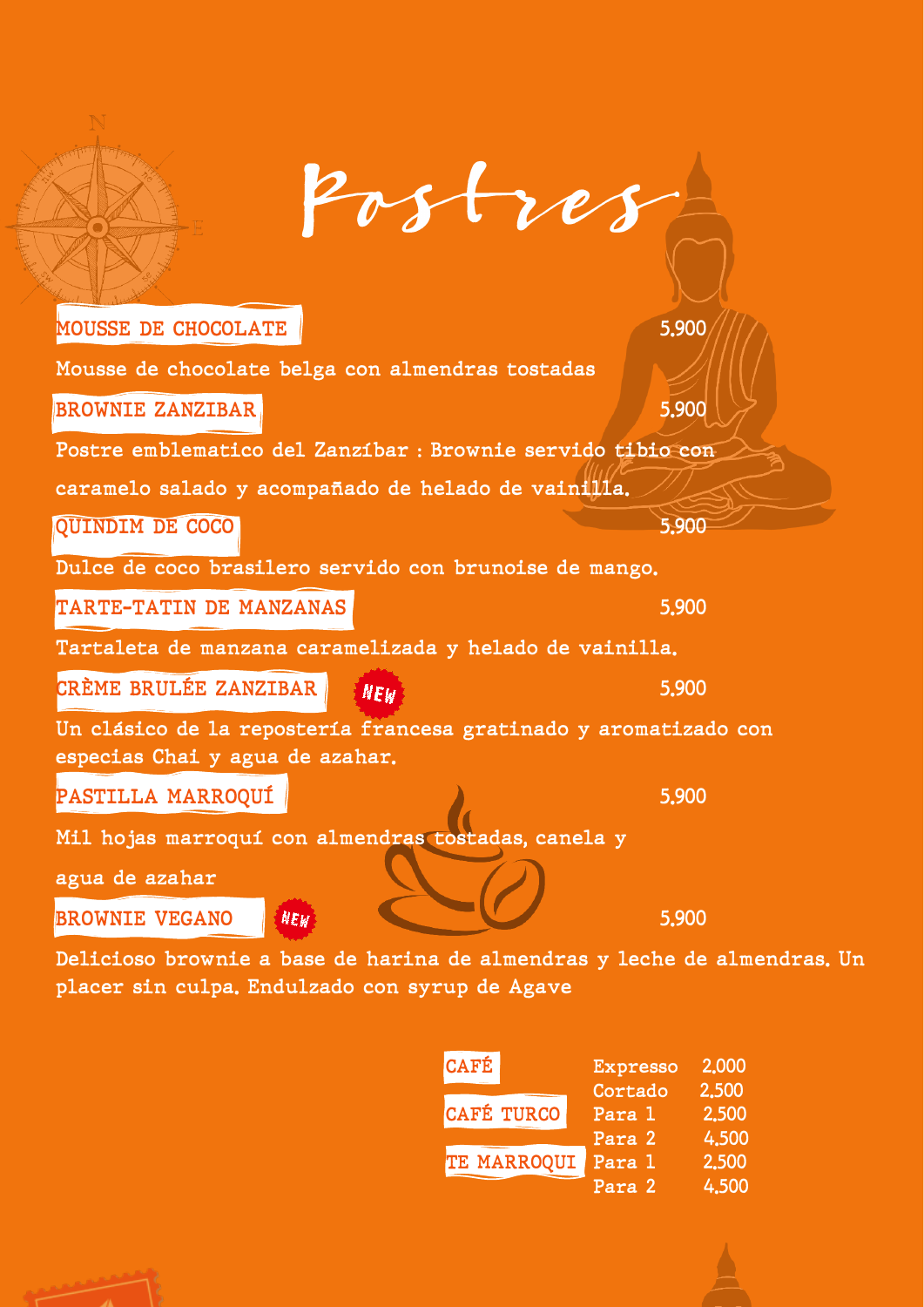# Postres

**MOUSSE DE CHOCOLATE** 5.900

Mousse de chocolate belga con almendras tostadas

**BROWNIE ZANZIBAR** 5.900

Postre emblematico del Zanzíbar : Brownie servido tibio con caramelo salado y acompañado de helado de vainilla.

**QUINDIM DE COCO** 5.900

Dulce de coco brasilero servido con brunoise de mango.

**TARTE-TATIN DE MANZANAS** 5.900

Tartaleta de manzana caramelizada y helado de vainilla.

**CRÈME BRULÉE ZANZIBAR** NEW 5.900

Un clásico de la repostería francesa gratinado y aromatizado con especias Chai y agua de azahar.

**PASTILLA MARROQUÍ** 5.900

Mil hojas marroquí con almendras tostadas, canela y agua de azahar

**BROWNIE VEGANO** NEW 5.900

Delicioso brownie a base de harina de almendras y leche de almendras. Un placer sin culpa. Endulzado con syrup de Agave

| | | |
|---|---|---|
| CAFÉ | Expresso | 2.000 |
| | Cortado | 2.500 |
| CAFÉ TURCO | Para 1 | 2.500 |
| | Para 2 | 4.500 |
| TE MARROQUI | Para 1 | 2.500 |
| | Para 2 | 4.500 |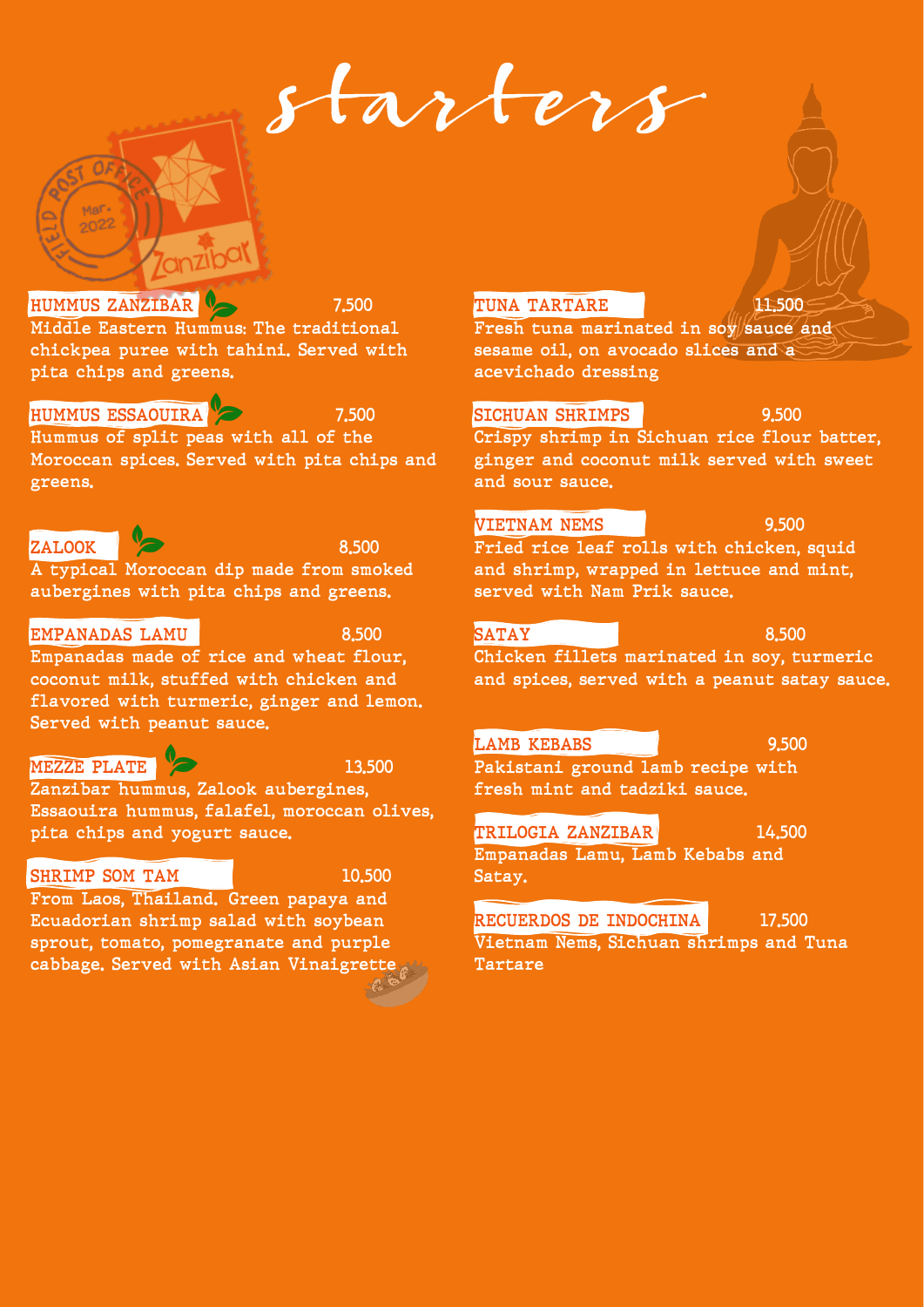# starters

**HUMMUS ZANZIBAR** 7.500
Middle Eastern Hummus: The traditional chickpea puree with tahini. Served with pita chips and greens.

**HUMMUS ESSAOUIRA** 7.500
Hummus of split peas with all of the Moroccan spices. Served with pita chips and greens.

**ZALOOK** 8.500
A typical Moroccan dip made from smoked aubergines with pita chips and greens.

**EMPANADAS LAMU** 8.500
Empanadas made of rice and wheat flour, coconut milk, stuffed with chicken and flavored with turmeric, ginger and lemon. Served with peanut sauce.

**MEZZE PLATE** 13.500
Zanzibar hummus, Zalook aubergines, Essaouira hummus, falafel, moroccan olives, pita chips and yogurt sauce.

**SHRIMP SOM TAM** 10.500
From Laos, Thailand. Green papaya and Ecuadorian shrimp salad with soybean sprout, tomato, pomegranate and purple cabbage. Served with Asian Vinaigrette

**TUNA TARTARE** 11.500
Fresh tuna marinated in soy sauce and sesame oil, on avocado slices and a acevichado dressing

**SICHUAN SHRIMPS** 9.500
Crispy shrimp in Sichuan rice flour batter, ginger and coconut milk served with sweet and sour sauce.

**VIETNAM NEMS** 9.500
Fried rice leaf rolls with chicken, squid and shrimp, wrapped in lettuce and mint, served with Nam Prik sauce.

**SATAY** 8.500
Chicken fillets marinated in soy, turmeric and spices, served with a peanut satay sauce.

**LAMB KEBABS** 9.500
Pakistani ground lamb recipe with fresh mint and tadziki sauce.

**TRILOGIA ZANZIBAR** 14.500
Empanadas Lamu, Lamb Kebabs and Satay.

**RECUERDOS DE INDOCHINA** 17.500
Vietnam Nems, Sichuan shrimps and Tuna Tartare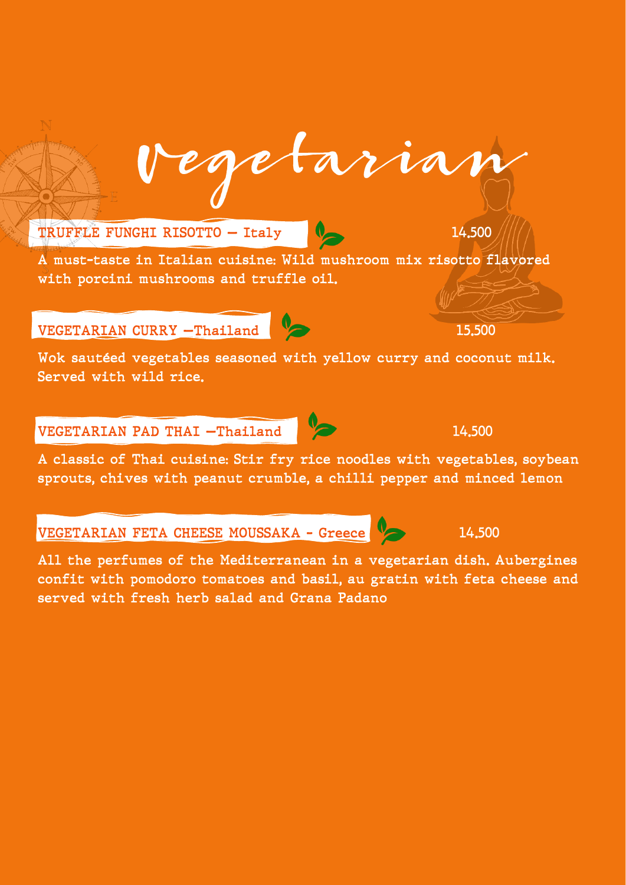# Vegetarian

## TRUFFLE FUNGHI RISOTTO – Italy

14.500

A must-taste in Italian cuisine: Wild mushroom mix risotto flavored with porcini mushrooms and truffle oil.

## VEGETARIAN CURRY –Thailand

15.500

Wok sautéed vegetables seasoned with yellow curry and coconut milk. Served with wild rice.

## VEGETARIAN PAD THAI –Thailand

14.500

A classic of Thai cuisine: Stir fry rice noodles with vegetables, soybean sprouts, chives with peanut crumble, a chilli pepper and minced lemon

## VEGETARIAN FETA CHEESE MOUSSAKA - Greece

14.500

All the perfumes of the Mediterranean in a vegetarian dish. Aubergines confit with pomodoro tomatoes and basil, au gratin with feta cheese and served with fresh herb salad and Grana Padano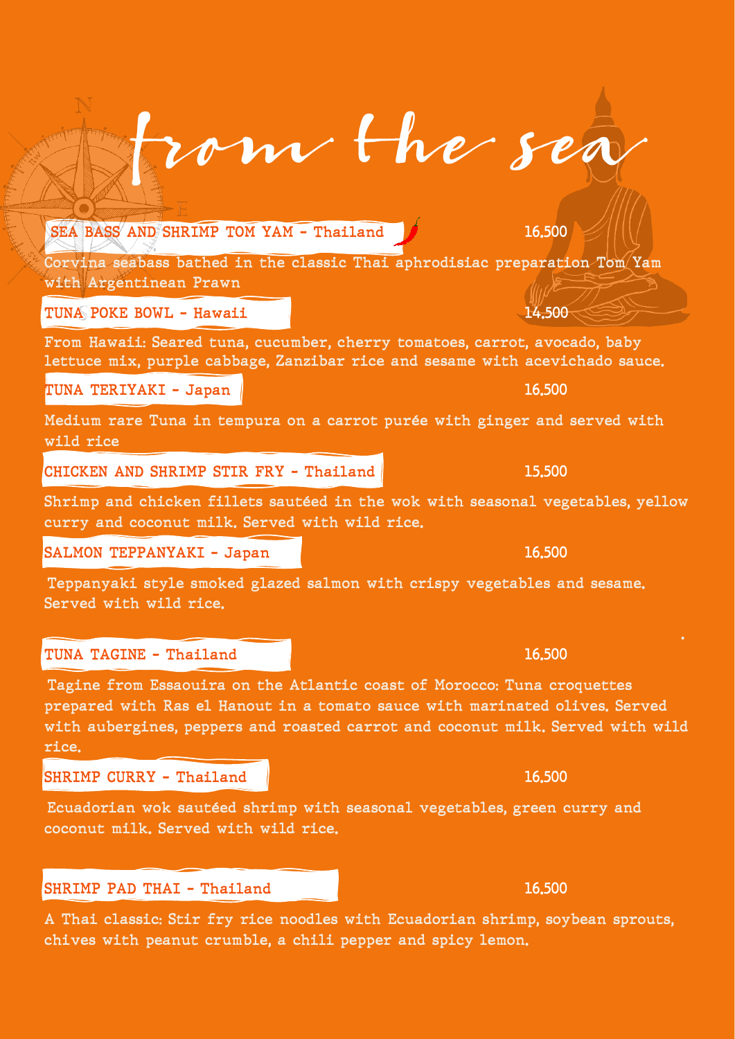# from the sea

### SEA BASS AND SHRIMP TOM YAM - Thailand 16.500

Corvina seabass bathed in the classic Thai aphrodisiac preparation Tom Yam with Argentinean Prawn

### TUNA POKE BOWL - Hawaii 14.500

From Hawaii: Seared tuna, cucumber, cherry tomatoes, carrot, avocado, baby lettuce mix, purple cabbage, Zanzibar rice and sesame with acevichado sauce.

### TUNA TERIYAKI - Japan 16.500

Medium rare Tuna in tempura on a carrot purée with ginger and served with wild rice

### CHICKEN AND SHRIMP STIR FRY - Thailand 15.500

Shrimp and chicken fillets sautéed in the wok with seasonal vegetables, yellow curry and coconut milk. Served with wild rice.

### SALMON TEPPANYAKI - Japan 16.500

Teppanyaki style smoked glazed salmon with crispy vegetables and sesame. Served with wild rice.

### TUNA TAGINE - Thailand 16.500

Tagine from Essaouira on the Atlantic coast of Morocco: Tuna croquettes prepared with Ras el Hanout in a tomato sauce with marinated olives. Served with aubergines, peppers and roasted carrot and coconut milk. Served with wild rice.

### SHRIMP CURRY - Thailand 16.500

Ecuadorian wok sautéed shrimp with seasonal vegetables, green curry and coconut milk. Served with wild rice.

### SHRIMP PAD THAI - Thailand 16.500

A Thai classic: Stir fry rice noodles with Ecuadorian shrimp, soybean sprouts, chives with peanut crumble, a chili pepper and spicy lemon.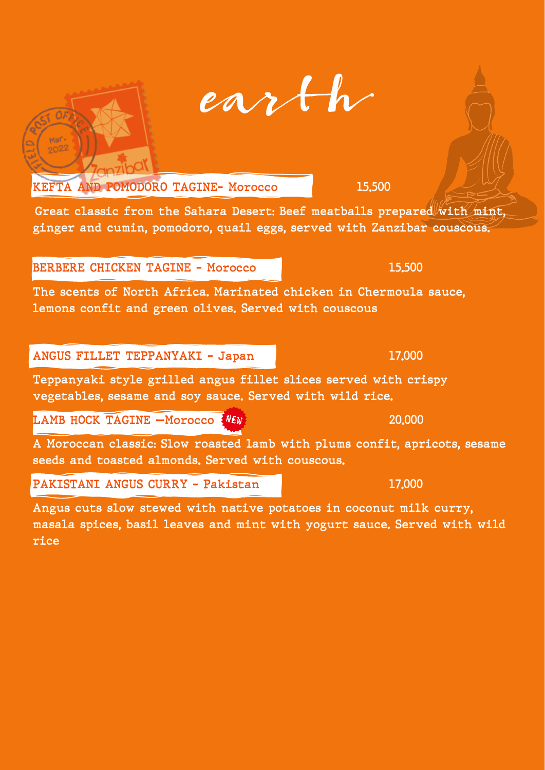# earth

## KEFTA AND POMODORO TAGINE- Morocco 15.500

Great classic from the Sahara Desert: Beef meatballs prepared with mint, ginger and cumin, pomodoro, quail eggs, served with Zanzibar couscous.

## BERBERE CHICKEN TAGINE - Morocco 15.500

The scents of North Africa. Marinated chicken in Chermoula sauce, lemons confit and green olives. Served with couscous

## ANGUS FILLET TEPPANYAKI - Japan 17.000

Teppanyaki style grilled angus fillet slices served with crispy vegetables, sesame and soy sauce. Served with wild rice.

## LAMB HOCK TAGINE —Morocco NEW 20.000

A Moroccan classic: Slow roasted lamb with plums confit, apricots, sesame seeds and toasted almonds. Served with couscous.

## PAKISTANI ANGUS CURRY - Pakistan 17.000

Angus cuts slow stewed with native potatoes in coconut milk curry, masala spices, basil leaves and mint with yogurt sauce. Served with wild rice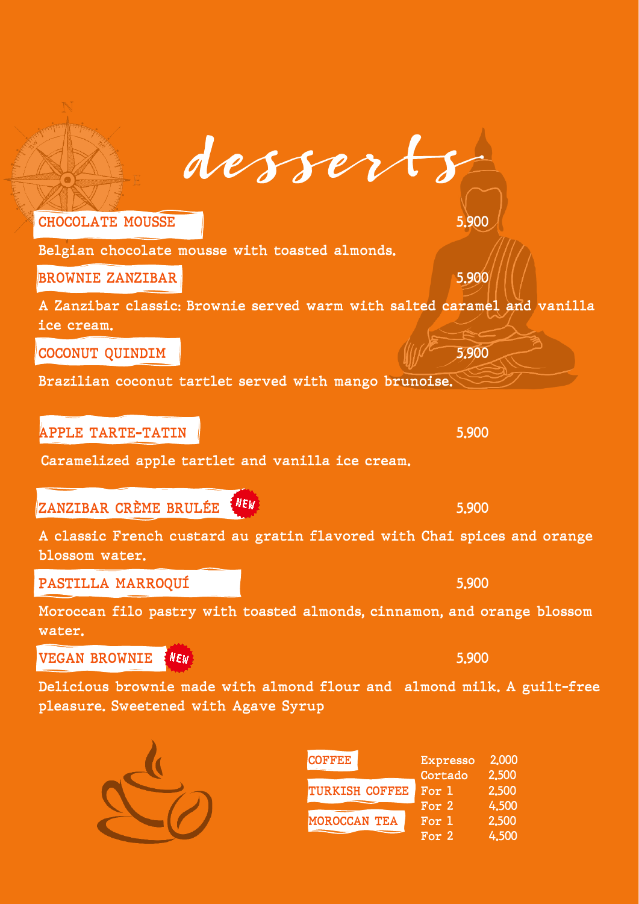# desserts

## CHOCOLATE MOUSSE

5.900

Belgian chocolate mousse with toasted almonds.

## BROWNIE ZANZIBAR

5.900

A Zanzibar classic: Brownie served warm with salted caramel and vanilla ice cream.

## COCONUT QUINDIM

5.900

Brazilian coconut tartlet served with mango brunoise.

## APPLE TARTE-TATIN

5.900

Caramelized apple tartlet and vanilla ice cream.

## ZANZIBAR CRÈME BRULÉE NEW

5.900

A classic French custard au gratin flavored with Chai spices and orange blossom water.

## PASTILLA MARROQUÍ

5.900

Moroccan filo pastry with toasted almonds, cinnamon, and orange blossom water.

## VEGAN BROWNIE NEW

5.900

Delicious brownie made with almond flour and almond milk. A guilt-free pleasure. Sweetened with Agave Syrup

| | | |
|---|---|---|
| COFFEE | Expresso | 2.000 |
| | Cortado | 2.500 |
| TURKISH COFFEE | For 1 | 2.500 |
| | For 2 | 4.500 |
| MOROCCAN TEA | For 1 | 2.500 |
| | For 2 | 4.500 |